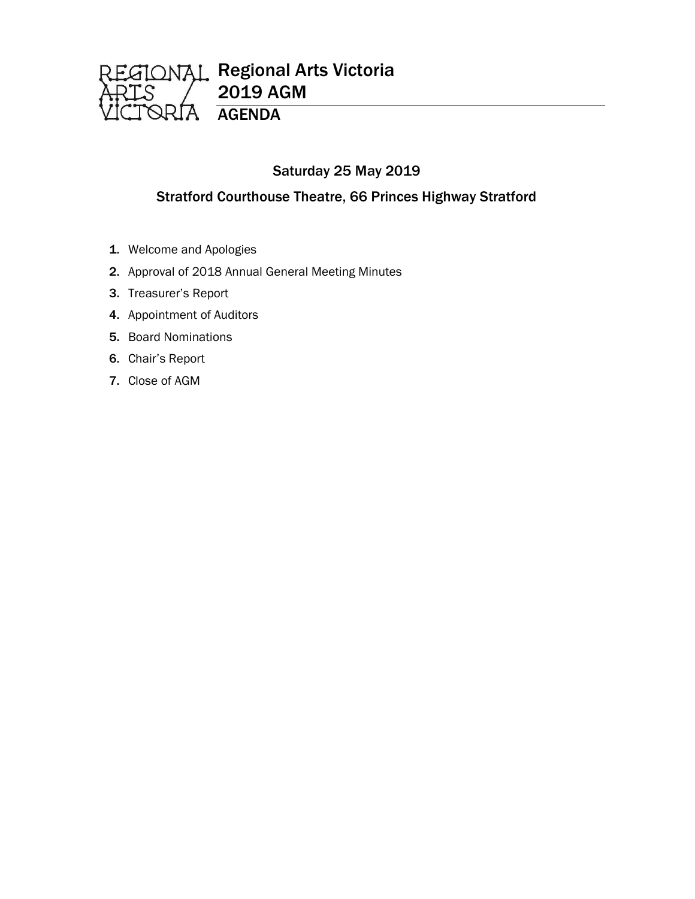# Regional Arts Victoria
# 2019 AGM
## AGENDA

Saturday 25 May 2019

Stratford Courthouse Theatre, 66 Princes Highway Stratford

1. Welcome and Apologies
2. Approval of 2018 Annual General Meeting Minutes
3. Treasurer's Report
4. Appointment of Auditors
5. Board Nominations
6. Chair's Report
7. Close of AGM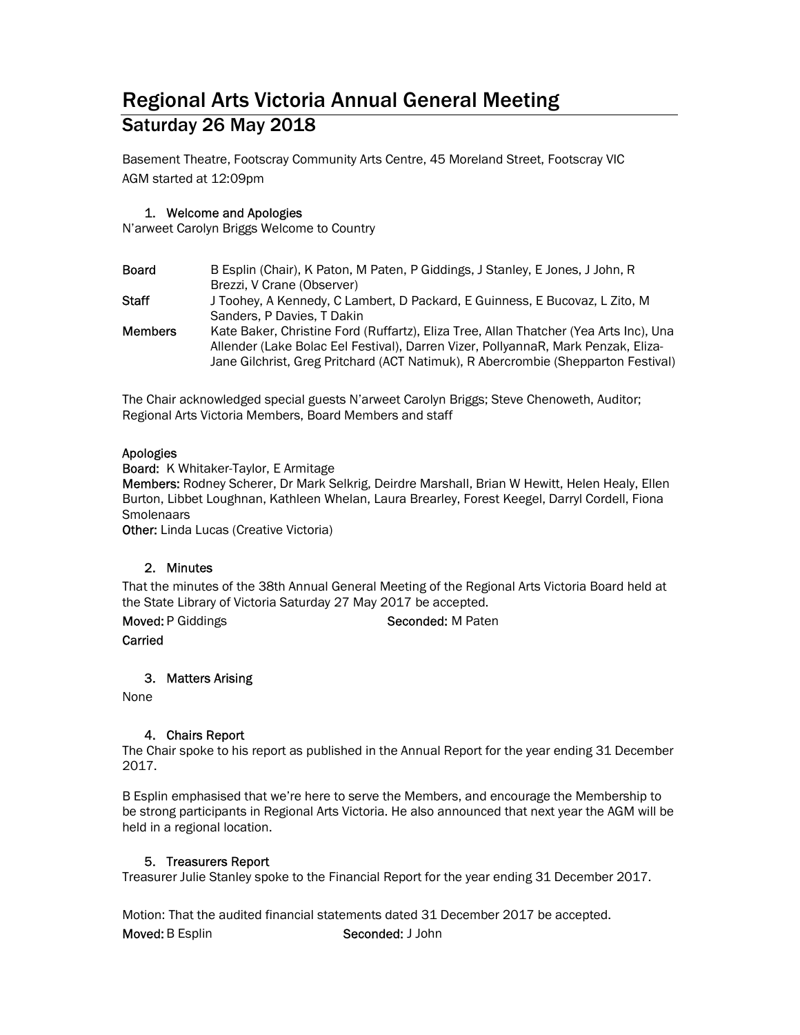# Regional Arts Victoria Annual General Meeting

## Saturday 26 May 2018

Basement Theatre, Footscray Community Arts Centre, 45 Moreland Street, Footscray VIC

AGM started at 12:09pm

### 1. Welcome and Apologies

N'arweet Carolyn Briggs Welcome to Country

| | |
|---|---|
| **Board** | B Esplin (Chair), K Paton, M Paten, P Giddings, J Stanley, E Jones, J John, R Brezzi, V Crane (Observer) |
| **Staff** | J Toohey, A Kennedy, C Lambert, D Packard, E Guinness, E Bucovaz, L Zito, M Sanders, P Davies, T Dakin |
| **Members** | Kate Baker, Christine Ford (Ruffartz), Eliza Tree, Allan Thatcher (Yea Arts Inc), Una Allender (Lake Bolac Eel Festival), Darren Vizer, PollyannaR, Mark Penzak, Eliza-Jane Gilchrist, Greg Pritchard (ACT Natimuk), R Abercrombie (Shepparton Festival) |

The Chair acknowledged special guests N'arweet Carolyn Briggs; Steve Chenoweth, Auditor; Regional Arts Victoria Members, Board Members and staff

**Apologies**

**Board:** K Whitaker-Taylor, E Armitage

**Members:** Rodney Scherer, Dr Mark Selkrig, Deirdre Marshall, Brian W Hewitt, Helen Healy, Ellen Burton, Libbet Loughnan, Kathleen Whelan, Laura Brearley, Forest Keegel, Darryl Cordell, Fiona Smolenaars

**Other:** Linda Lucas (Creative Victoria)

### 2. Minutes

That the minutes of the 38th Annual General Meeting of the Regional Arts Victoria Board held at the State Library of Victoria Saturday 27 May 2017 be accepted.

**Moved:** P Giddings **Seconded:** M Paten

**Carried**

### 3. Matters Arising

None

### 4. Chairs Report

The Chair spoke to his report as published in the Annual Report for the year ending 31 December 2017.

B Esplin emphasised that we're here to serve the Members, and encourage the Membership to be strong participants in Regional Arts Victoria. He also announced that next year the AGM will be held in a regional location.

### 5. Treasurers Report

Treasurer Julie Stanley spoke to the Financial Report for the year ending 31 December 2017.

Motion: That the audited financial statements dated 31 December 2017 be accepted.

**Moved:** B Esplin **Seconded:** J John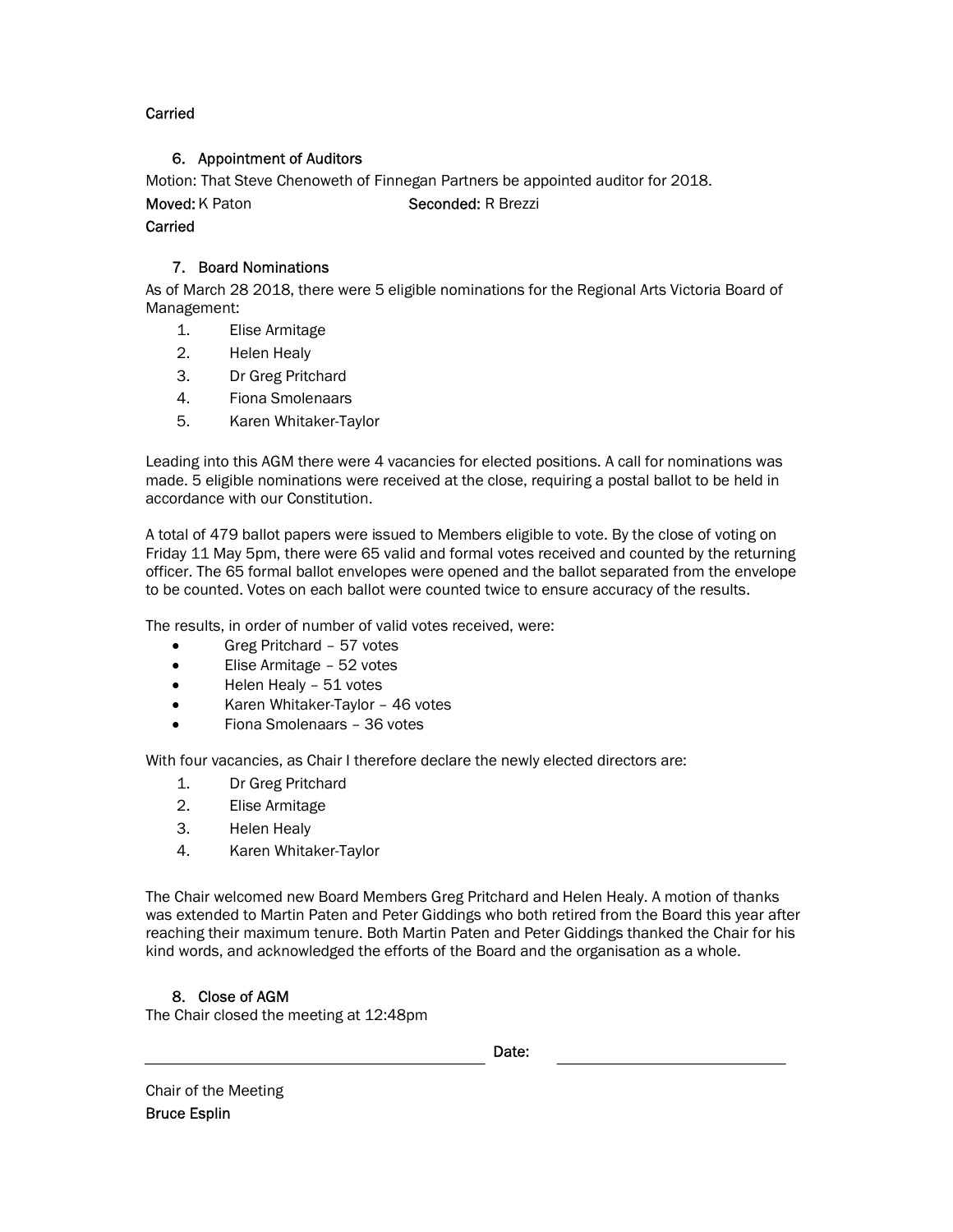Carried

## 6. Appointment of Auditors

Motion: That Steve Chenoweth of Finnegan Partners be appointed auditor for 2018.

**Moved:** K Paton **Seconded:** R Brezzi

**Carried**

## 7. Board Nominations

As of March 28 2018, there were 5 eligible nominations for the Regional Arts Victoria Board of Management:

1. Elise Armitage
2. Helen Healy
3. Dr Greg Pritchard
4. Fiona Smolenaars
5. Karen Whitaker-Taylor

Leading into this AGM there were 4 vacancies for elected positions. A call for nominations was made. 5 eligible nominations were received at the close, requiring a postal ballot to be held in accordance with our Constitution.

A total of 479 ballot papers were issued to Members eligible to vote. By the close of voting on Friday 11 May 5pm, there were 65 valid and formal votes received and counted by the returning officer. The 65 formal ballot envelopes were opened and the ballot separated from the envelope to be counted. Votes on each ballot were counted twice to ensure accuracy of the results.

The results, in order of number of valid votes received, were:

- Greg Pritchard – 57 votes
- Elise Armitage – 52 votes
- Helen Healy – 51 votes
- Karen Whitaker-Taylor – 46 votes
- Fiona Smolenaars – 36 votes

With four vacancies, as Chair I therefore declare the newly elected directors are:

1. Dr Greg Pritchard
2. Elise Armitage
3. Helen Healy
4. Karen Whitaker-Taylor

The Chair welcomed new Board Members Greg Pritchard and Helen Healy. A motion of thanks was extended to Martin Paten and Peter Giddings who both retired from the Board this year after reaching their maximum tenure. Both Martin Paten and Peter Giddings thanked the Chair for his kind words, and acknowledged the efforts of the Board and the organisation as a whole.

## 8. Close of AGM

The Chair closed the meeting at 12:48pm

\_\_\_\_\_\_\_\_\_\_\_\_\_\_\_\_\_\_\_\_\_\_\_\_\_\_\_\_\_\_ **Date:** \_\_\_\_\_\_\_\_\_\_\_\_\_\_\_\_\_\_\_\_

Chair of the Meeting

**Bruce Esplin**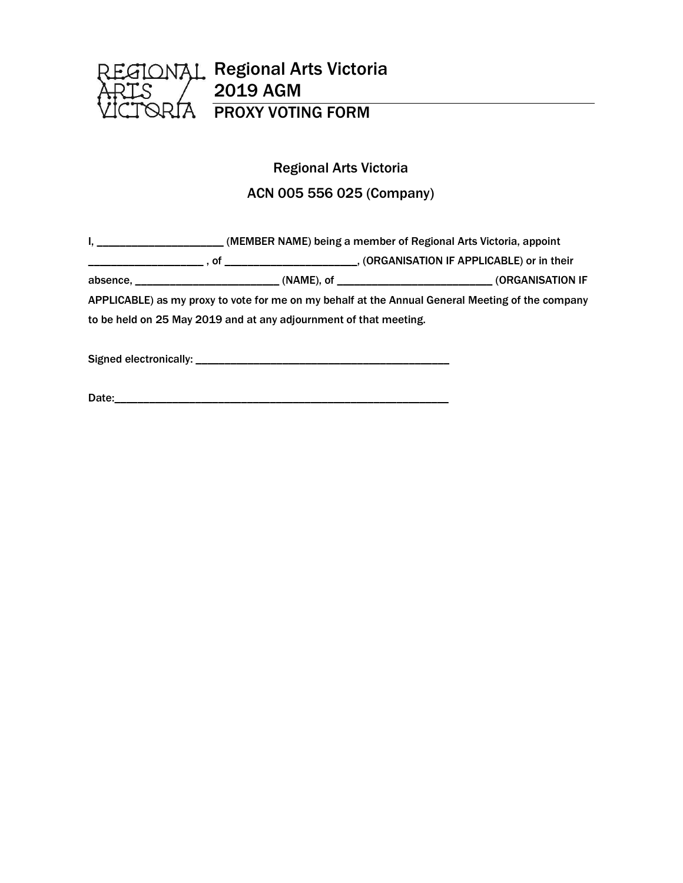# Regional Arts Victoria
# 2019 AGM
## PROXY VOTING FORM

Regional Arts Victoria

ACN 005 556 025 (Company)

I, ______________________ (MEMBER NAME) being a member of Regional Arts Victoria, appoint ____________________ , of _______________________, (ORGANISATION IF APPLICABLE) or in their absence, __________________________ (NAME), of ___________________________ (ORGANISATION IF APPLICABLE) as my proxy to vote for me on my behalf at the Annual General Meeting of the company to be held on 25 May 2019 and at any adjournment of that meeting.

Signed electronically: ______________________________________________

Date:____________________________________________________________